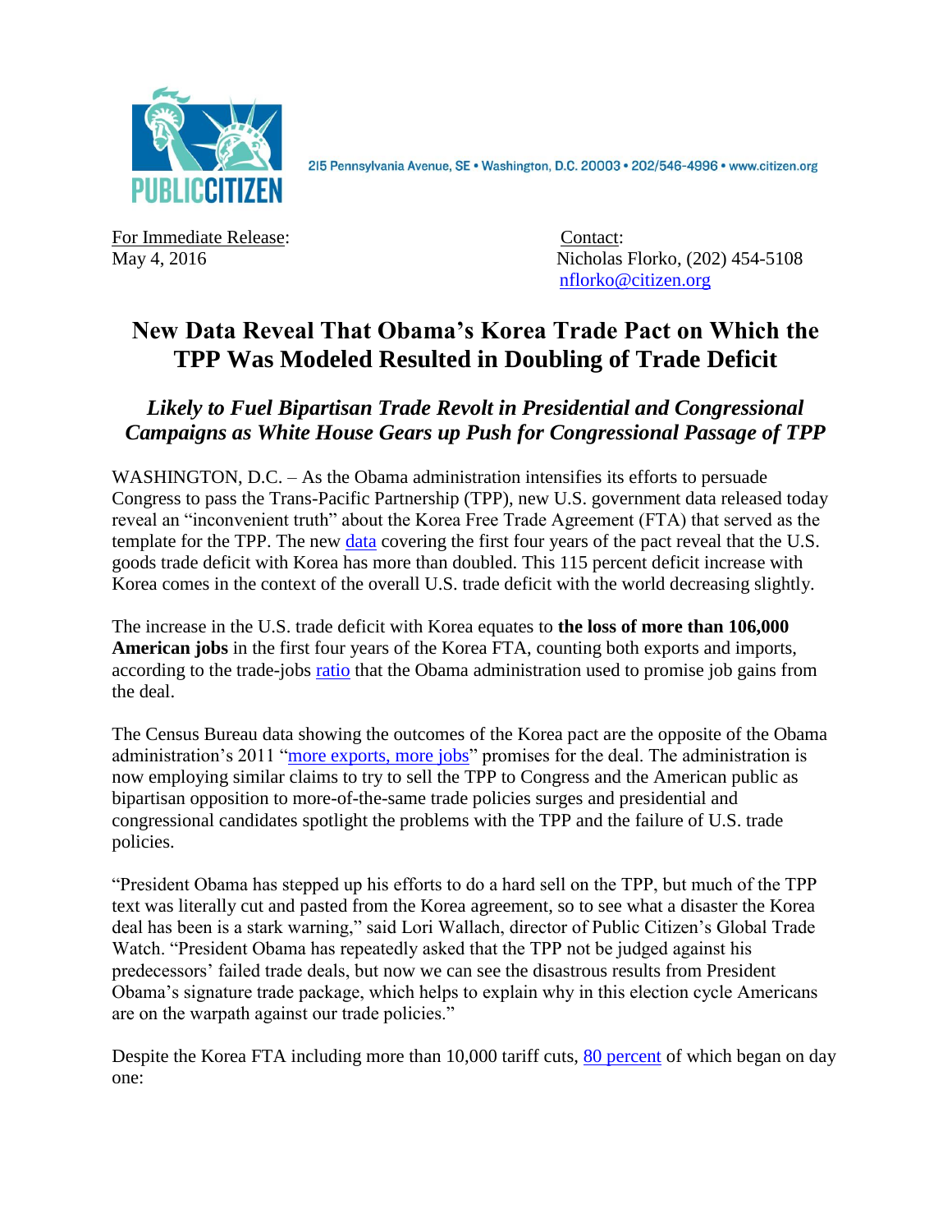PUBLIC CITIZEN

215 Pennsylvania Avenue, SE • Washington, D.C. 20003 • 202/546-4996 • www.citizen.org

For Immediate Release:
May 4, 2016

Contact:
Nicholas Florko, (202) 454-5108
nflorko@citizen.org

# New Data Reveal That Obama's Korea Trade Pact on Which the TPP Was Modeled Resulted in Doubling of Trade Deficit

## *Likely to Fuel Bipartisan Trade Revolt in Presidential and Congressional Campaigns as White House Gears up Push for Congressional Passage of TPP*

WASHINGTON, D.C. – As the Obama administration intensifies its efforts to persuade Congress to pass the Trans-Pacific Partnership (TPP), new U.S. government data released today reveal an "inconvenient truth" about the Korea Free Trade Agreement (FTA) that served as the template for the TPP. The new data covering the first four years of the pact reveal that the U.S. goods trade deficit with Korea has more than doubled. This 115 percent deficit increase with Korea comes in the context of the overall U.S. trade deficit with the world decreasing slightly.

The increase in the U.S. trade deficit with Korea equates to **the loss of more than 106,000 American jobs** in the first four years of the Korea FTA, counting both exports and imports, according to the trade-jobs ratio that the Obama administration used to promise job gains from the deal.

The Census Bureau data showing the outcomes of the Korea pact are the opposite of the Obama administration's 2011 "more exports, more jobs" promises for the deal. The administration is now employing similar claims to try to sell the TPP to Congress and the American public as bipartisan opposition to more-of-the-same trade policies surges and presidential and congressional candidates spotlight the problems with the TPP and the failure of U.S. trade policies.

"President Obama has stepped up his efforts to do a hard sell on the TPP, but much of the TPP text was literally cut and pasted from the Korea agreement, so to see what a disaster the Korea deal has been is a stark warning," said Lori Wallach, director of Public Citizen's Global Trade Watch. "President Obama has repeatedly asked that the TPP not be judged against his predecessors' failed trade deals, but now we can see the disastrous results from President Obama's signature trade package, which helps to explain why in this election cycle Americans are on the warpath against our trade policies."

Despite the Korea FTA including more than 10,000 tariff cuts, 80 percent of which began on day one: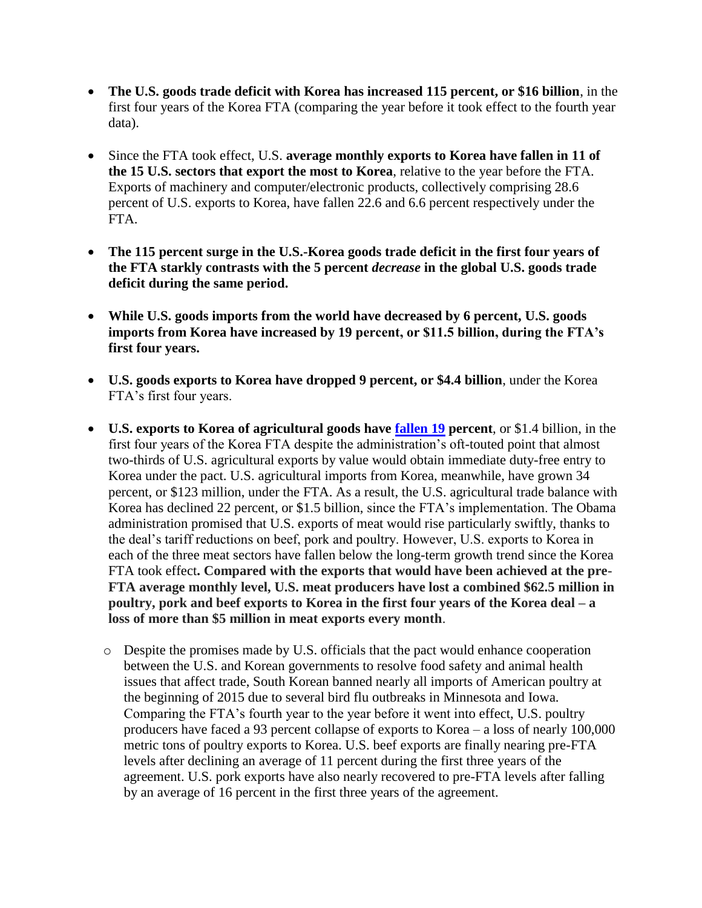- **The U.S. goods trade deficit with Korea has increased 115 percent, or $16 billion**, in the first four years of the Korea FTA (comparing the year before it took effect to the fourth year data).

- Since the FTA took effect, U.S. **average monthly exports to Korea have fallen in 11 of the 15 U.S. sectors that export the most to Korea**, relative to the year before the FTA. Exports of machinery and computer/electronic products, collectively comprising 28.6 percent of U.S. exports to Korea, have fallen 22.6 and 6.6 percent respectively under the FTA.

- **The 115 percent surge in the U.S.-Korea goods trade deficit in the first four years of the FTA starkly contrasts with the 5 percent *decrease* in the global U.S. goods trade deficit during the same period.**

- **While U.S. goods imports from the world have decreased by 6 percent, U.S. goods imports from Korea have increased by 19 percent, or $11.5 billion, during the FTA's first four years.**

- **U.S. goods exports to Korea have dropped 9 percent, or $4.4 billion**, under the Korea FTA's first four years.

- **U.S. exports to Korea of agricultural goods have fallen 19 percent**, or $1.4 billion, in the first four years of the Korea FTA despite the administration's oft-touted point that almost two-thirds of U.S. agricultural exports by value would obtain immediate duty-free entry to Korea under the pact. U.S. agricultural imports from Korea, meanwhile, have grown 34 percent, or $123 million, under the FTA. As a result, the U.S. agricultural trade balance with Korea has declined 22 percent, or $1.5 billion, since the FTA's implementation. The Obama administration promised that U.S. exports of meat would rise particularly swiftly, thanks to the deal's tariff reductions on beef, pork and poultry. However, U.S. exports to Korea in each of the three meat sectors have fallen below the long-term growth trend since the Korea FTA took effect**. Compared with the exports that would have been achieved at the pre-FTA average monthly level, U.S. meat producers have lost a combined $62.5 million in poultry, pork and beef exports to Korea in the first four years of the Korea deal – a loss of more than $5 million in meat exports every month**.

    - Despite the promises made by U.S. officials that the pact would enhance cooperation between the U.S. and Korean governments to resolve food safety and animal health issues that affect trade, South Korean banned nearly all imports of American poultry at the beginning of 2015 due to several bird flu outbreaks in Minnesota and Iowa. Comparing the FTA's fourth year to the year before it went into effect, U.S. poultry producers have faced a 93 percent collapse of exports to Korea – a loss of nearly 100,000 metric tons of poultry exports to Korea. U.S. beef exports are finally nearing pre-FTA levels after declining an average of 11 percent during the first three years of the agreement. U.S. pork exports have also nearly recovered to pre-FTA levels after falling by an average of 16 percent in the first three years of the agreement.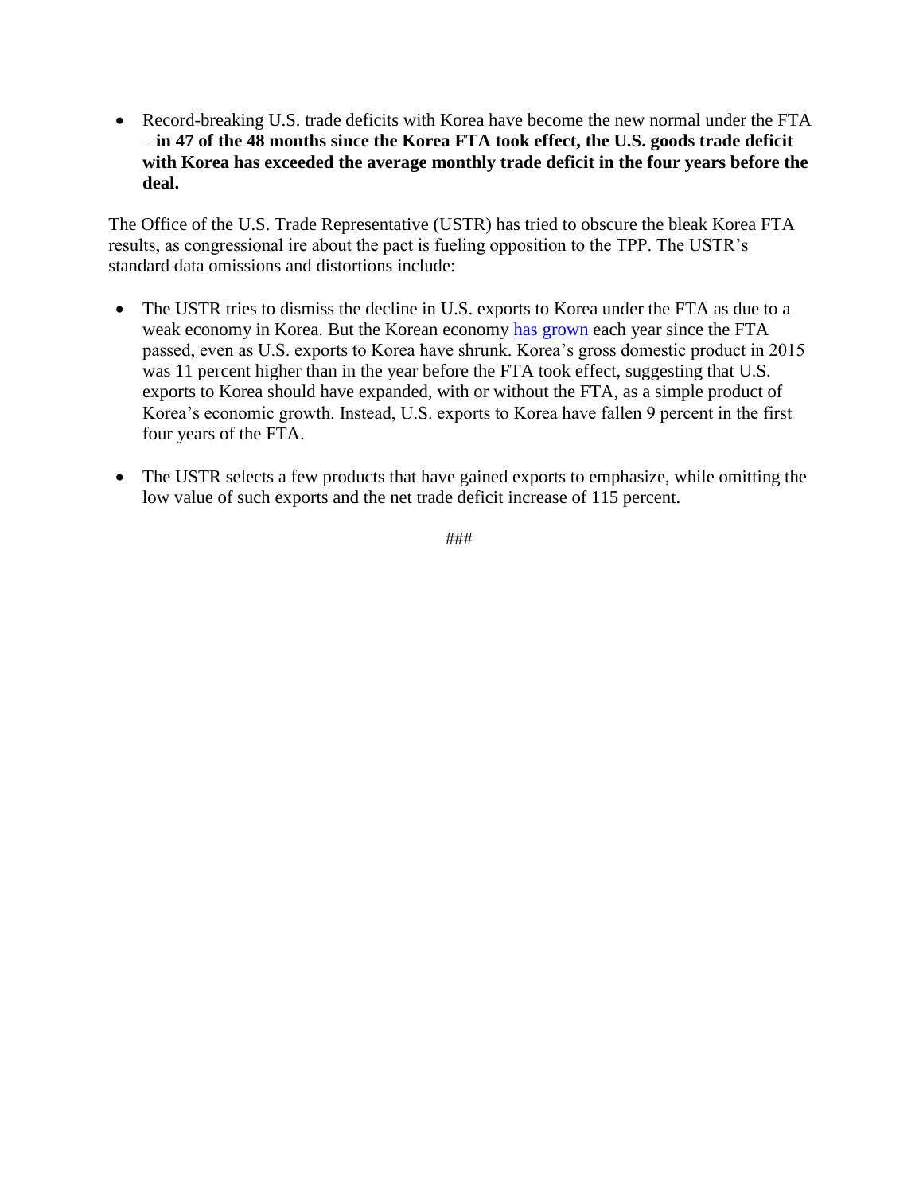- Record-breaking U.S. trade deficits with Korea have become the new normal under the FTA – **in 47 of the 48 months since the Korea FTA took effect, the U.S. goods trade deficit with Korea has exceeded the average monthly trade deficit in the four years before the deal.**

The Office of the U.S. Trade Representative (USTR) has tried to obscure the bleak Korea FTA results, as congressional ire about the pact is fueling opposition to the TPP. The USTR's standard data omissions and distortions include:

- The USTR tries to dismiss the decline in U.S. exports to Korea under the FTA as due to a weak economy in Korea. But the Korean economy has grown each year since the FTA passed, even as U.S. exports to Korea have shrunk. Korea's gross domestic product in 2015 was 11 percent higher than in the year before the FTA took effect, suggesting that U.S. exports to Korea should have expanded, with or without the FTA, as a simple product of Korea's economic growth. Instead, U.S. exports to Korea have fallen 9 percent in the first four years of the FTA.

- The USTR selects a few products that have gained exports to emphasize, while omitting the low value of such exports and the net trade deficit increase of 115 percent.

###